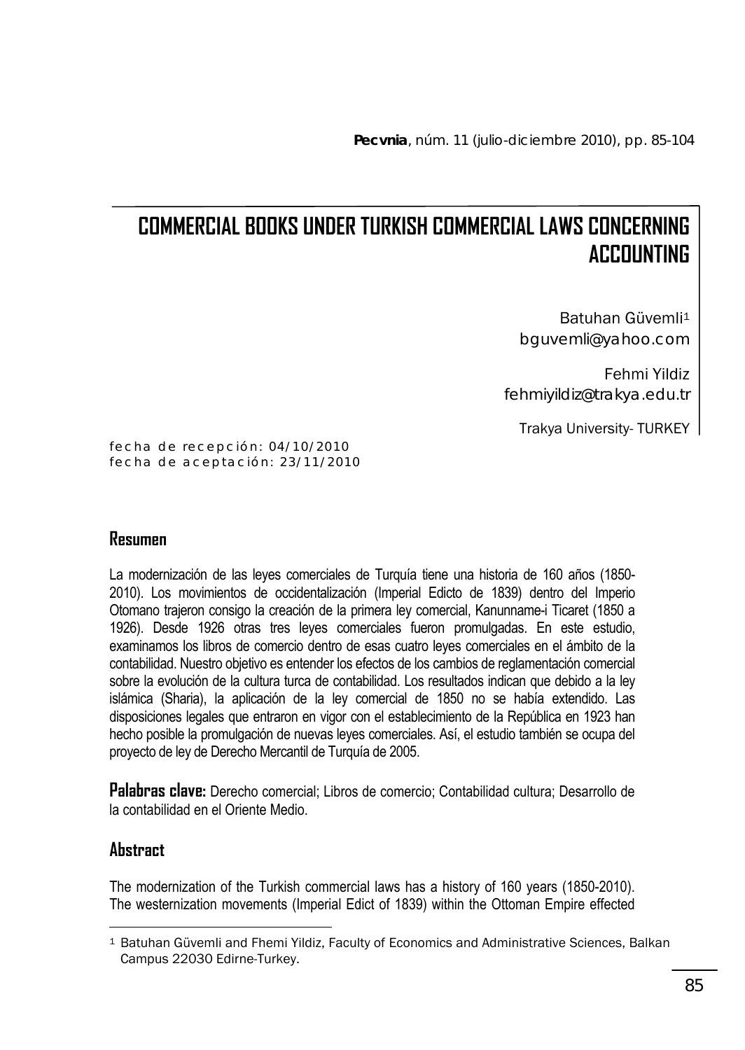# COMMERCIAL BOOKS UNDER TURKISH COMMERCIAL LAWS CONCERNING ACCOUNTING

Batuhan Güvemli[1]
bguvemli@yahoo.com

Fehmi Yildiz
fehmiyildiz@trakya.edu.tr

Trakya University- TURKEY

fecha de recepción: 04/10/2010
fecha de aceptación: 23/11/2010

## Resumen

La modernización de las leyes comerciales de Turquía tiene una historia de 160 años (1850-2010). Los movimientos de occidentalización (Imperial Edicto de 1839) dentro del Imperio Otomano trajeron consigo la creación de la primera ley comercial, Kanunname-i Ticaret (1850 a 1926). Desde 1926 otras tres leyes comerciales fueron promulgadas. En este estudio, examinamos los libros de comercio dentro de esas cuatro leyes comerciales en el ámbito de la contabilidad. Nuestro objetivo es entender los efectos de los cambios de reglamentación comercial sobre la evolución de la cultura turca de contabilidad. Los resultados indican que debido a la ley islámica (Sharia), la aplicación de la ley comercial de 1850 no se había extendido. Las disposiciones legales que entraron en vigor con el establecimiento de la República en 1923 han hecho posible la promulgación de nuevas leyes comerciales. Así, el estudio también se ocupa del proyecto de ley de Derecho Mercantil de Turquía de 2005.

**Palabras clave:** Derecho comercial; Libros de comercio; Contabilidad cultura; Desarrollo de la contabilidad en el Oriente Medio.

## Abstract

The modernization of the Turkish commercial laws has a history of 160 years (1850-2010). The westernization movements (Imperial Edict of 1839) within the Ottoman Empire effected

[1] Batuhan Güvemli and Fhemi Yildiz, Faculty of Economics and Administrative Sciences, Balkan Campus 22030 Edirne-Turkey.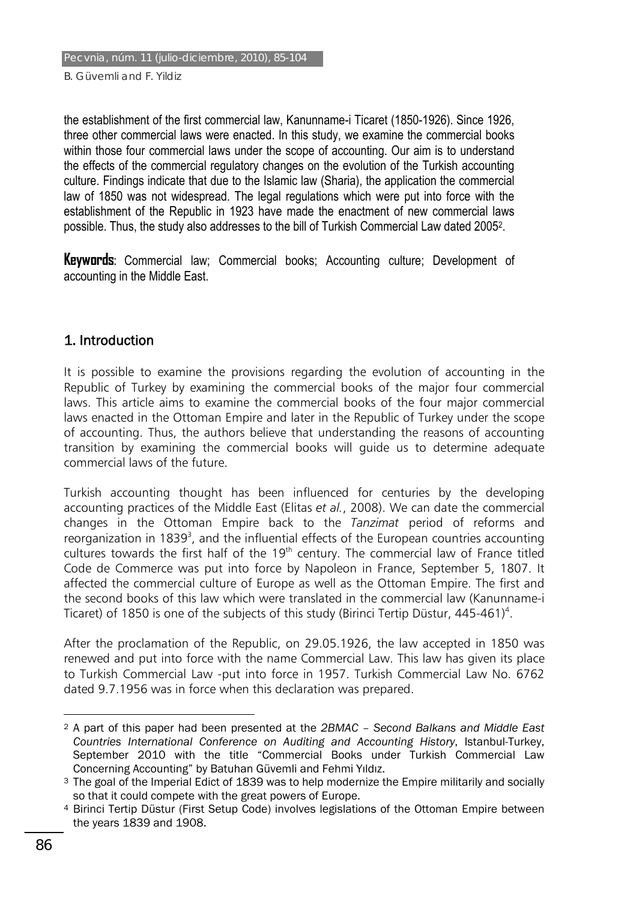the establishment of the first commercial law, Kanunname-i Ticaret (1850-1926). Since 1926, three other commercial laws were enacted. In this study, we examine the commercial books within those four commercial laws under the scope of accounting. Our aim is to understand the effects of the commercial regulatory changes on the evolution of the Turkish accounting culture. Findings indicate that due to the Islamic law (Sharia), the application the commercial law of 1850 was not widespread. The legal regulations which were put into force with the establishment of the Republic in 1923 have made the enactment of new commercial laws possible. Thus, the study also addresses to the bill of Turkish Commercial Law dated 2005[2].

**Keywords**: Commercial law; Commercial books; Accounting culture; Development of accounting in the Middle East.

## 1. Introduction

It is possible to examine the provisions regarding the evolution of accounting in the Republic of Turkey by examining the commercial books of the major four commercial laws. This article aims to examine the commercial books of the four major commercial laws enacted in the Ottoman Empire and later in the Republic of Turkey under the scope of accounting. Thus, the authors believe that understanding the reasons of accounting transition by examining the commercial books will guide us to determine adequate commercial laws of the future.

Turkish accounting thought has been influenced for centuries by the developing accounting practices of the Middle East (Elitas *et al.*, 2008). We can date the commercial changes in the Ottoman Empire back to the *Tanzimat* period of reforms and reorganization in 1839[3], and the influential effects of the European countries accounting cultures towards the first half of the 19th century. The commercial law of France titled Code de Commerce was put into force by Napoleon in France, September 5, 1807. It affected the commercial culture of Europe as well as the Ottoman Empire. The first and the second books of this law which were translated in the commercial law (Kanunname-i Ticaret) of 1850 is one of the subjects of this study (Birinci Tertip Düstur, 445-461)[4].

After the proclamation of the Republic, on 29.05.1926, the law accepted in 1850 was renewed and put into force with the name Commercial Law. This law has given its place to Turkish Commercial Law -put into force in 1957. Turkish Commercial Law No. 6762 dated 9.7.1956 was in force when this declaration was prepared.

---

[2] A part of this paper had been presented at the *2BMAC – Second Balkans and Middle East Countries International Conference on Auditing and Accounting History*, Istanbul-Turkey, September 2010 with the title "Commercial Books under Turkish Commercial Law Concerning Accounting" by Batuhan Güvemli and Fehmi Yıldız.

[3] The goal of the Imperial Edict of 1839 was to help modernize the Empire militarily and socially so that it could compete with the great powers of Europe.

[4] Birinci Tertip Düstur (First Setup Code) involves legislations of the Ottoman Empire between the years 1839 and 1908.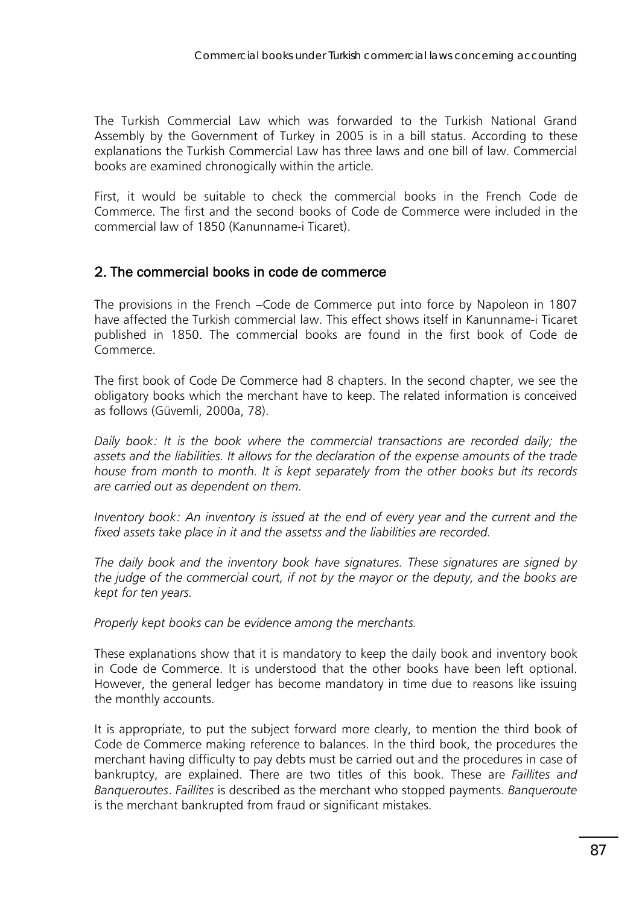The Turkish Commercial Law which was forwarded to the Turkish National Grand Assembly by the Government of Turkey in 2005 is in a bill status. According to these explanations the Turkish Commercial Law has three laws and one bill of law. Commercial books are examined chronogically within the article.

First, it would be suitable to check the commercial books in the French Code de Commerce. The first and the second books of Code de Commerce were included in the commercial law of 1850 (Kanunname-i Ticaret).

## 2. The commercial books in code de commerce

The provisions in the French –Code de Commerce put into force by Napoleon in 1807 have affected the Turkish commercial law. This effect shows itself in Kanunname-i Ticaret published in 1850. The commercial books are found in the first book of Code de Commerce.

The first book of Code De Commerce had 8 chapters. In the second chapter, we see the obligatory books which the merchant have to keep. The related information is conceived as follows (Güvemli, 2000a, 78).

*Daily book: It is the book where the commercial transactions are recorded daily; the assets and the liabilities. It allows for the declaration of the expense amounts of the trade house from month to month. It is kept separately from the other books but its records are carried out as dependent on them.*

*Inventory book: An inventory is issued at the end of every year and the current and the fixed assets take place in it and the assetss and the liabilities are recorded.*

*The daily book and the inventory book have signatures. These signatures are signed by the judge of the commercial court, if not by the mayor or the deputy, and the books are kept for ten years.*

*Properly kept books can be evidence among the merchants.*

These explanations show that it is mandatory to keep the daily book and inventory book in Code de Commerce. It is understood that the other books have been left optional. However, the general ledger has become mandatory in time due to reasons like issuing the monthly accounts.

It is appropriate, to put the subject forward more clearly, to mention the third book of Code de Commerce making reference to balances. In the third book, the procedures the merchant having difficulty to pay debts must be carried out and the procedures in case of bankruptcy, are explained. There are two titles of this book. These are *Faillites and Banqueroutes*. *Faillites* is described as the merchant who stopped payments. *Banqueroute* is the merchant bankrupted from fraud or significant mistakes.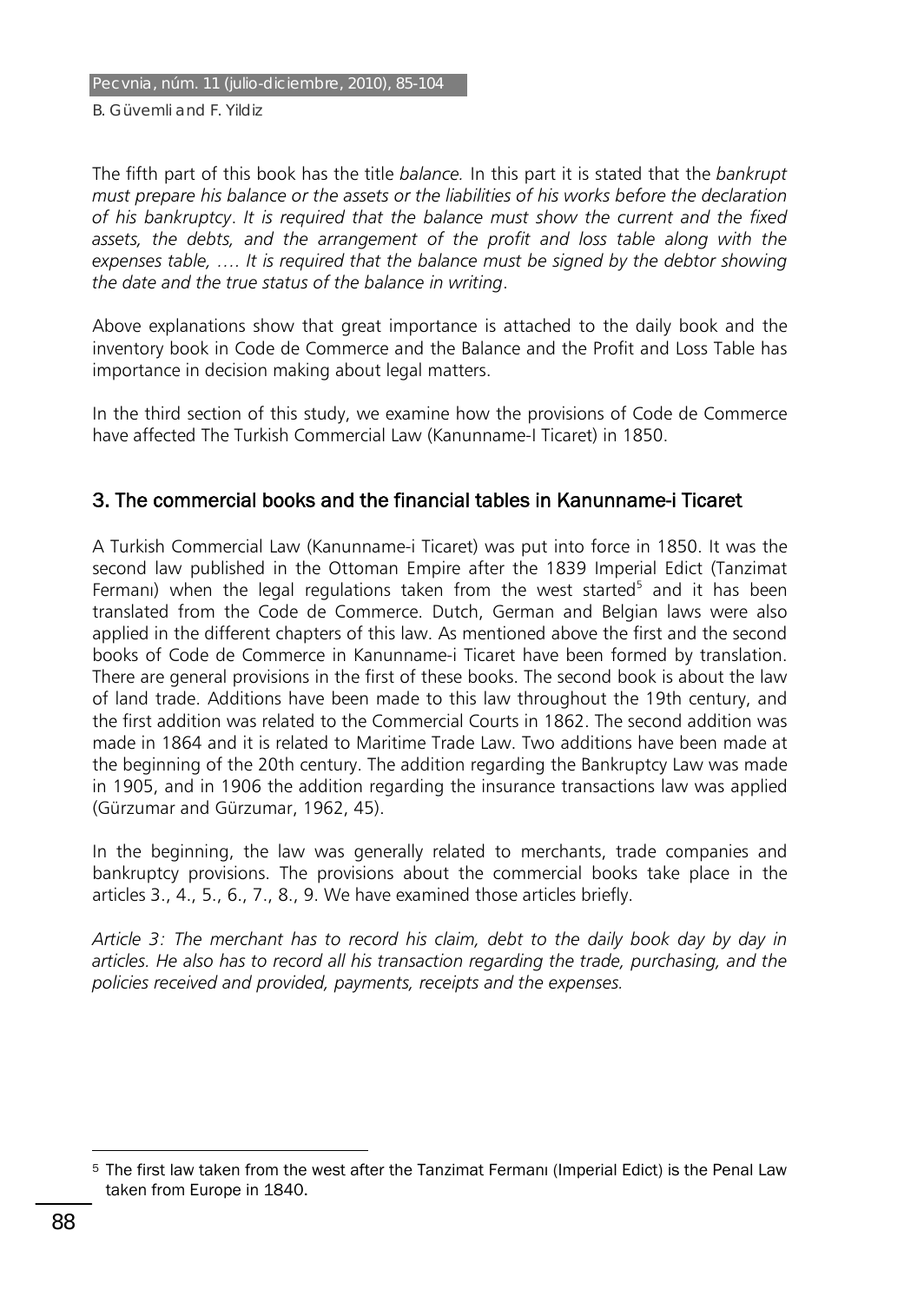The fifth part of this book has the title *balance.* In this part it is stated that the *bankrupt must prepare his balance or the assets or the liabilities of his works before the declaration of his bankruptcy*. *It is required that the balance must show the current and the fixed assets, the debts, and the arrangement of the profit and loss table along with the expenses table, …. It is required that the balance must be signed by the debtor showing the date and the true status of the balance in writing*.

Above explanations show that great importance is attached to the daily book and the inventory book in Code de Commerce and the Balance and the Profit and Loss Table has importance in decision making about legal matters.

In the third section of this study, we examine how the provisions of Code de Commerce have affected The Turkish Commercial Law (Kanunname-I Ticaret) in 1850.

## 3. The commercial books and the financial tables in Kanunname-i Ticaret

A Turkish Commercial Law (Kanunname-i Ticaret) was put into force in 1850. It was the second law published in the Ottoman Empire after the 1839 Imperial Edict (Tanzimat Fermanı) when the legal regulations taken from the west started[5] and it has been translated from the Code de Commerce. Dutch, German and Belgian laws were also applied in the different chapters of this law. As mentioned above the first and the second books of Code de Commerce in Kanunname-i Ticaret have been formed by translation. There are general provisions in the first of these books. The second book is about the law of land trade. Additions have been made to this law throughout the 19th century, and the first addition was related to the Commercial Courts in 1862. The second addition was made in 1864 and it is related to Maritime Trade Law. Two additions have been made at the beginning of the 20th century. The addition regarding the Bankruptcy Law was made in 1905, and in 1906 the addition regarding the insurance transactions law was applied (Gürzumar and Gürzumar, 1962, 45).

In the beginning, the law was generally related to merchants, trade companies and bankruptcy provisions. The provisions about the commercial books take place in the articles 3., 4., 5., 6., 7., 8., 9. We have examined those articles briefly.

*Article 3: The merchant has to record his claim, debt to the daily book day by day in articles. He also has to record all his transaction regarding the trade, purchasing, and the policies received and provided, payments, receipts and the expenses.*

[5] The first law taken from the west after the Tanzimat Fermanı (Imperial Edict) is the Penal Law taken from Europe in 1840.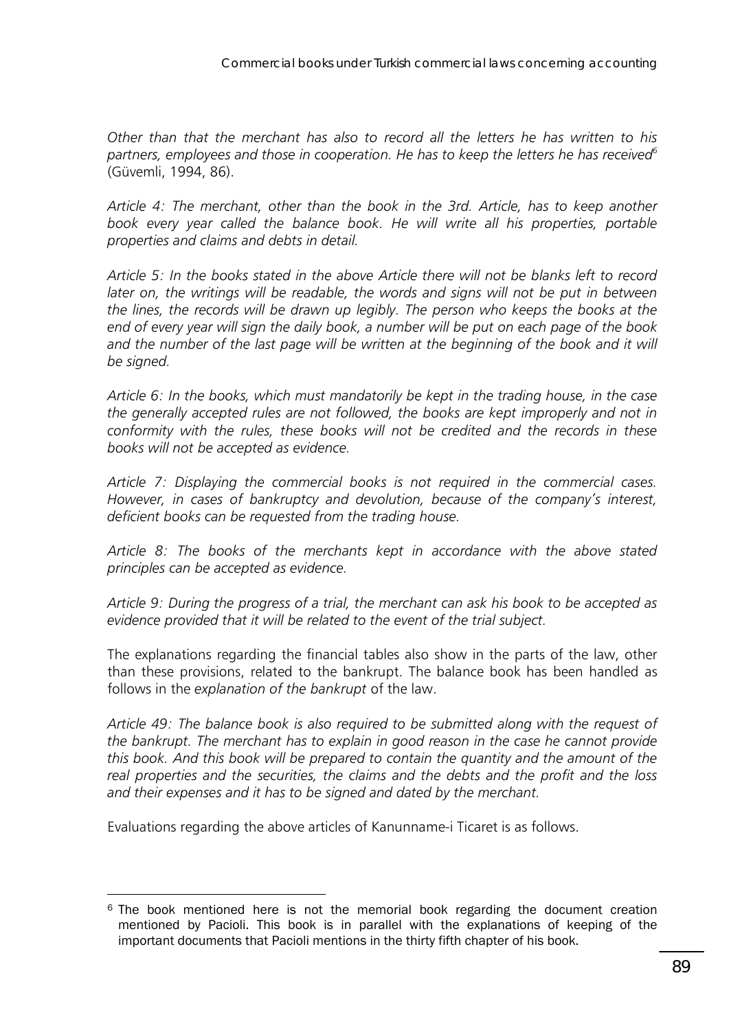*Other than that the merchant has also to record all the letters he has written to his partners, employees and those in cooperation. He has to keep the letters he has received*[6] (Güvemli, 1994, 86).

*Article 4: The merchant, other than the book in the 3rd. Article, has to keep another book every year called the balance book. He will write all his properties, portable properties and claims and debts in detail.*

*Article 5: In the books stated in the above Article there will not be blanks left to record later on, the writings will be readable, the words and signs will not be put in between the lines, the records will be drawn up legibly. The person who keeps the books at the end of every year will sign the daily book, a number will be put on each page of the book and the number of the last page will be written at the beginning of the book and it will be signed.*

*Article 6: In the books, which must mandatorily be kept in the trading house, in the case the generally accepted rules are not followed, the books are kept improperly and not in conformity with the rules, these books will not be credited and the records in these books will not be accepted as evidence.*

*Article 7: Displaying the commercial books is not required in the commercial cases. However, in cases of bankruptcy and devolution, because of the company's interest, deficient books can be requested from the trading house.*

*Article 8: The books of the merchants kept in accordance with the above stated principles can be accepted as evidence.*

*Article 9: During the progress of a trial, the merchant can ask his book to be accepted as evidence provided that it will be related to the event of the trial subject.*

The explanations regarding the financial tables also show in the parts of the law, other than these provisions, related to the bankrupt. The balance book has been handled as follows in the *explanation of the bankrupt* of the law.

*Article 49: The balance book is also required to be submitted along with the request of the bankrupt. The merchant has to explain in good reason in the case he cannot provide this book. And this book will be prepared to contain the quantity and the amount of the real properties and the securities, the claims and the debts and the profit and the loss and their expenses and it has to be signed and dated by the merchant.*

Evaluations regarding the above articles of Kanunname-i Ticaret is as follows.

---

[6] The book mentioned here is not the memorial book regarding the document creation mentioned by Pacioli. This book is in parallel with the explanations of keeping of the important documents that Pacioli mentions in the thirty fifth chapter of his book.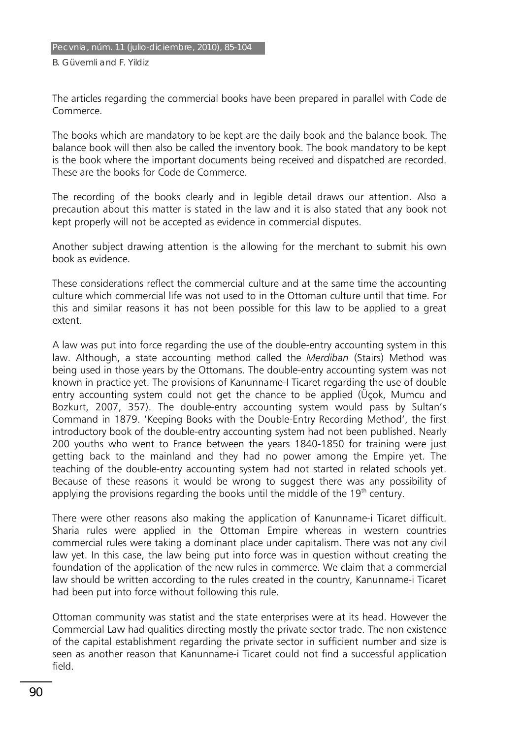The articles regarding the commercial books have been prepared in parallel with Code de Commerce.

The books which are mandatory to be kept are the daily book and the balance book. The balance book will then also be called the inventory book. The book mandatory to be kept is the book where the important documents being received and dispatched are recorded. These are the books for Code de Commerce.

The recording of the books clearly and in legible detail draws our attention. Also a precaution about this matter is stated in the law and it is also stated that any book not kept properly will not be accepted as evidence in commercial disputes.

Another subject drawing attention is the allowing for the merchant to submit his own book as evidence.

These considerations reflect the commercial culture and at the same time the accounting culture which commercial life was not used to in the Ottoman culture until that time. For this and similar reasons it has not been possible for this law to be applied to a great extent.

A law was put into force regarding the use of the double-entry accounting system in this law. Although, a state accounting method called the *Merdiban* (Stairs) Method was being used in those years by the Ottomans. The double-entry accounting system was not known in practice yet. The provisions of Kanunname-I Ticaret regarding the use of double entry accounting system could not get the chance to be applied (Üçok, Mumcu and Bozkurt, 2007, 357). The double-entry accounting system would pass by Sultan's Command in 1879. 'Keeping Books with the Double-Entry Recording Method', the first introductory book of the double-entry accounting system had not been published. Nearly 200 youths who went to France between the years 1840-1850 for training were just getting back to the mainland and they had no power among the Empire yet. The teaching of the double-entry accounting system had not started in related schools yet. Because of these reasons it would be wrong to suggest there was any possibility of applying the provisions regarding the books until the middle of the 19th century.

There were other reasons also making the application of Kanunname-i Ticaret difficult. Sharia rules were applied in the Ottoman Empire whereas in western countries commercial rules were taking a dominant place under capitalism. There was not any civil law yet. In this case, the law being put into force was in question without creating the foundation of the application of the new rules in commerce. We claim that a commercial law should be written according to the rules created in the country, Kanunname-i Ticaret had been put into force without following this rule.

Ottoman community was statist and the state enterprises were at its head. However the Commercial Law had qualities directing mostly the private sector trade. The non existence of the capital establishment regarding the private sector in sufficient number and size is seen as another reason that Kanunname-i Ticaret could not find a successful application field.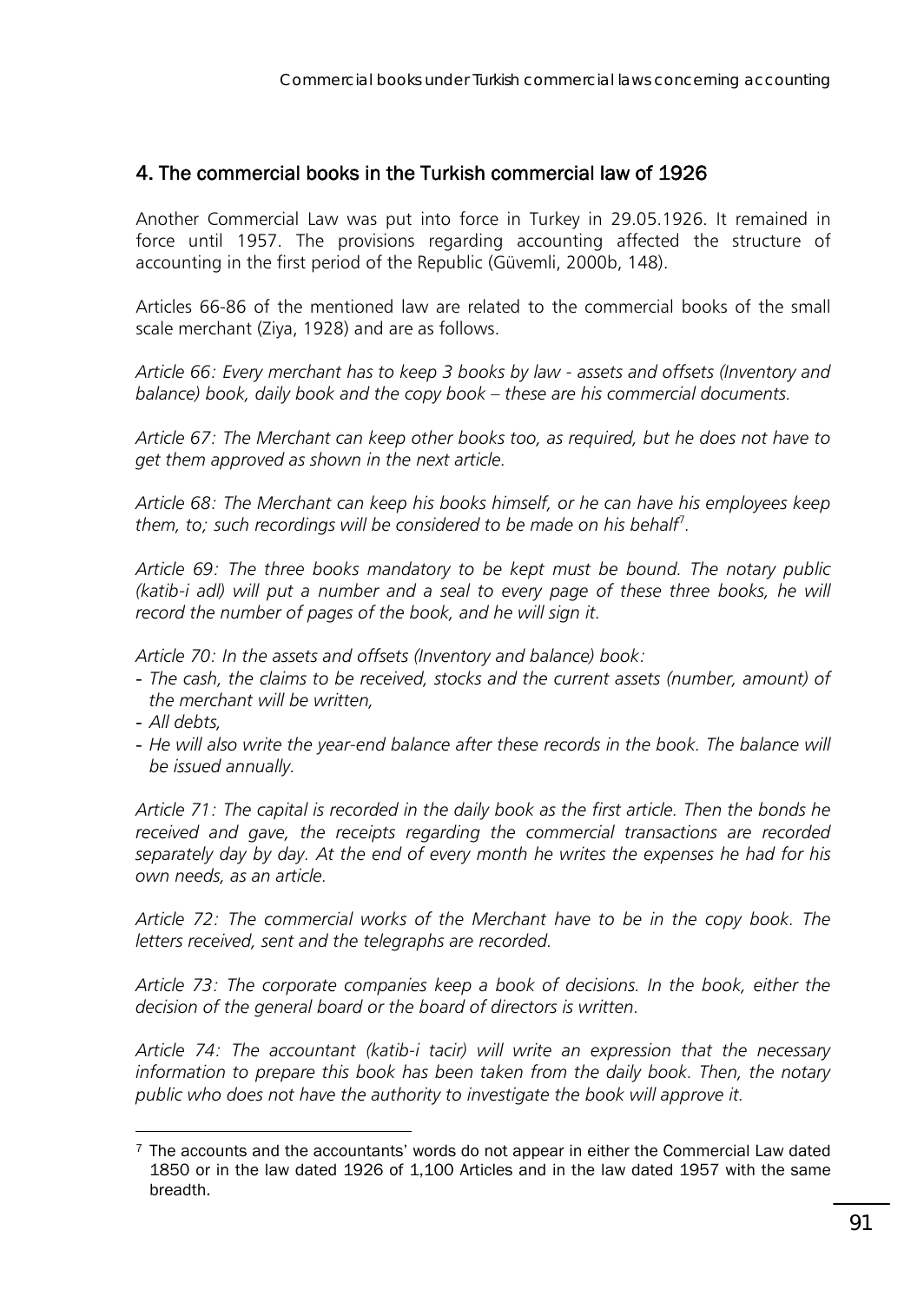## 4. The commercial books in the Turkish commercial law of 1926

Another Commercial Law was put into force in Turkey in 29.05.1926. It remained in force until 1957. The provisions regarding accounting affected the structure of accounting in the first period of the Republic (Güvemli, 2000b, 148).

Articles 66-86 of the mentioned law are related to the commercial books of the small scale merchant (Ziya, 1928) and are as follows.

*Article 66: Every merchant has to keep 3 books by law - assets and offsets (Inventory and balance) book, daily book and the copy book – these are his commercial documents.*

*Article 67: The Merchant can keep other books too, as required, but he does not have to get them approved as shown in the next article.*

*Article 68: The Merchant can keep his books himself, or he can have his employees keep them, to; such recordings will be considered to be made on his behalf*[7]*.*

*Article 69: The three books mandatory to be kept must be bound. The notary public (katib-i adl) will put a number and a seal to every page of these three books, he will record the number of pages of the book, and he will sign it.*

*Article 70: In the assets and offsets (Inventory and balance) book:*

- *The cash, the claims to be received, stocks and the current assets (number, amount) of the merchant will be written,*
- *All debts,*
- *He will also write the year-end balance after these records in the book. The balance will be issued annually.*

*Article 71: The capital is recorded in the daily book as the first article. Then the bonds he received and gave, the receipts regarding the commercial transactions are recorded separately day by day. At the end of every month he writes the expenses he had for his own needs, as an article.*

*Article 72: The commercial works of the Merchant have to be in the copy book. The letters received, sent and the telegraphs are recorded.*

*Article 73: The corporate companies keep a book of decisions. In the book, either the decision of the general board or the board of directors is written.*

*Article 74: The accountant (katib-i tacir) will write an expression that the necessary information to prepare this book has been taken from the daily book. Then, the notary public who does not have the authority to investigate the book will approve it.*

---

[7] The accounts and the accountants' words do not appear in either the Commercial Law dated 1850 or in the law dated 1926 of 1,100 Articles and in the law dated 1957 with the same breadth.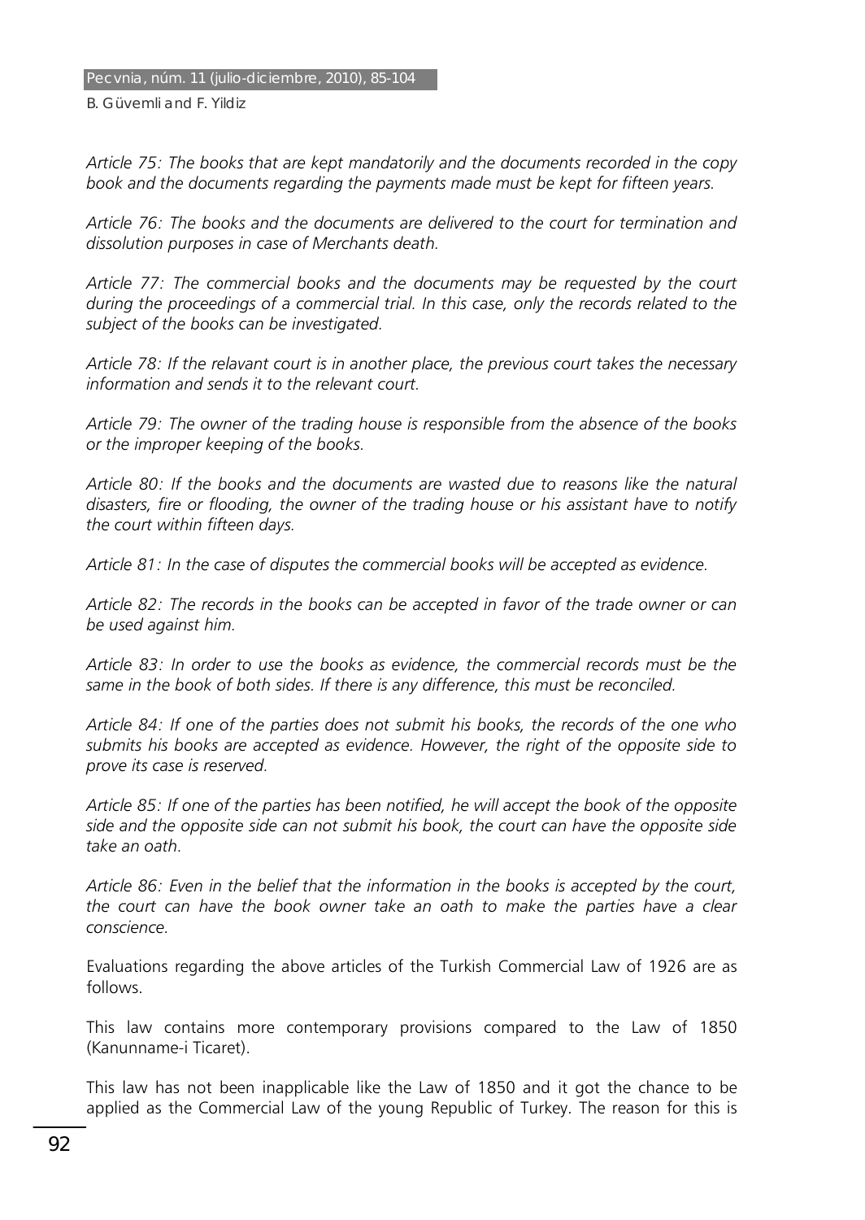*Article 75: The books that are kept mandatorily and the documents recorded in the copy book and the documents regarding the payments made must be kept for fifteen years.*

*Article 76: The books and the documents are delivered to the court for termination and dissolution purposes in case of Merchants death.*

*Article 77: The commercial books and the documents may be requested by the court during the proceedings of a commercial trial. In this case, only the records related to the subject of the books can be investigated.*

*Article 78: If the relavant court is in another place, the previous court takes the necessary information and sends it to the relevant court.*

*Article 79: The owner of the trading house is responsible from the absence of the books or the improper keeping of the books.*

*Article 80: If the books and the documents are wasted due to reasons like the natural disasters, fire or flooding, the owner of the trading house or his assistant have to notify the court within fifteen days.*

*Article 81: In the case of disputes the commercial books will be accepted as evidence.*

*Article 82: The records in the books can be accepted in favor of the trade owner or can be used against him.*

*Article 83: In order to use the books as evidence, the commercial records must be the same in the book of both sides. If there is any difference, this must be reconciled.*

*Article 84: If one of the parties does not submit his books, the records of the one who submits his books are accepted as evidence. However, the right of the opposite side to prove its case is reserved.*

*Article 85: If one of the parties has been notified, he will accept the book of the opposite side and the opposite side can not submit his book, the court can have the opposite side take an oath.*

*Article 86: Even in the belief that the information in the books is accepted by the court, the court can have the book owner take an oath to make the parties have a clear conscience.*

Evaluations regarding the above articles of the Turkish Commercial Law of 1926 are as follows.

This law contains more contemporary provisions compared to the Law of 1850 (Kanunname-i Ticaret).

This law has not been inapplicable like the Law of 1850 and it got the chance to be applied as the Commercial Law of the young Republic of Turkey. The reason for this is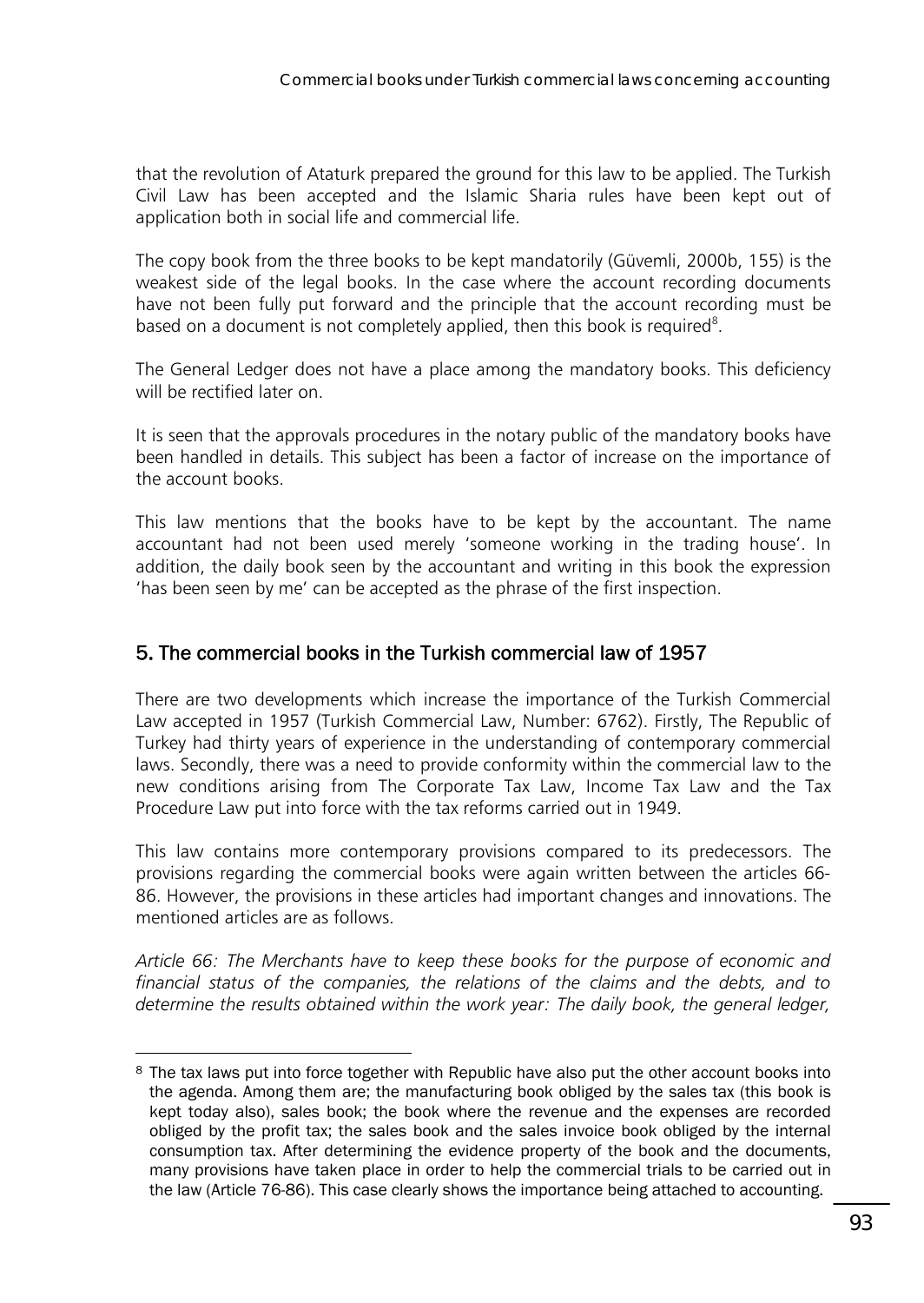that the revolution of Ataturk prepared the ground for this law to be applied. The Turkish Civil Law has been accepted and the Islamic Sharia rules have been kept out of application both in social life and commercial life.

The copy book from the three books to be kept mandatorily (Güvemli, 2000b, 155) is the weakest side of the legal books. In the case where the account recording documents have not been fully put forward and the principle that the account recording must be based on a document is not completely applied, then this book is required[8].

The General Ledger does not have a place among the mandatory books. This deficiency will be rectified later on.

It is seen that the approvals procedures in the notary public of the mandatory books have been handled in details. This subject has been a factor of increase on the importance of the account books.

This law mentions that the books have to be kept by the accountant. The name accountant had not been used merely 'someone working in the trading house'. In addition, the daily book seen by the accountant and writing in this book the expression 'has been seen by me' can be accepted as the phrase of the first inspection.

## 5. The commercial books in the Turkish commercial law of 1957

There are two developments which increase the importance of the Turkish Commercial Law accepted in 1957 (Turkish Commercial Law, Number: 6762). Firstly, The Republic of Turkey had thirty years of experience in the understanding of contemporary commercial laws. Secondly, there was a need to provide conformity within the commercial law to the new conditions arising from The Corporate Tax Law, Income Tax Law and the Tax Procedure Law put into force with the tax reforms carried out in 1949.

This law contains more contemporary provisions compared to its predecessors. The provisions regarding the commercial books were again written between the articles 66-86. However, the provisions in these articles had important changes and innovations. The mentioned articles are as follows.

*Article 66: The Merchants have to keep these books for the purpose of economic and financial status of the companies, the relations of the claims and the debts, and to determine the results obtained within the work year: The daily book, the general ledger,*

[8] The tax laws put into force together with Republic have also put the other account books into the agenda. Among them are; the manufacturing book obliged by the sales tax (this book is kept today also), sales book; the book where the revenue and the expenses are recorded obliged by the profit tax; the sales book and the sales invoice book obliged by the internal consumption tax. After determining the evidence property of the book and the documents, many provisions have taken place in order to help the commercial trials to be carried out in the law (Article 76-86). This case clearly shows the importance being attached to accounting.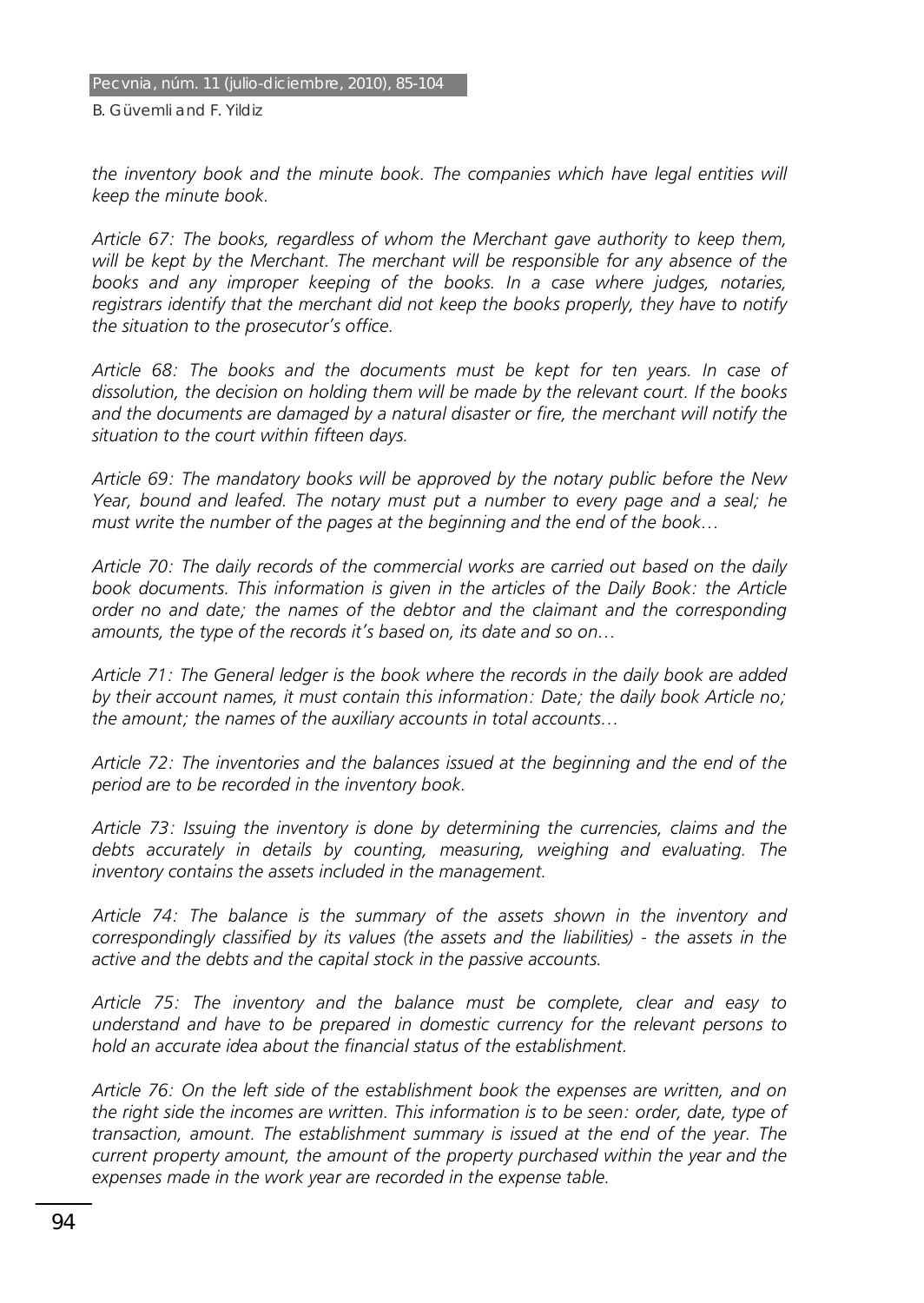*the inventory book and the minute book. The companies which have legal entities will keep the minute book.*

*Article 67: The books, regardless of whom the Merchant gave authority to keep them, will be kept by the Merchant. The merchant will be responsible for any absence of the books and any improper keeping of the books. In a case where judges, notaries, registrars identify that the merchant did not keep the books properly, they have to notify the situation to the prosecutor's office.*

*Article 68: The books and the documents must be kept for ten years. In case of dissolution, the decision on holding them will be made by the relevant court. If the books and the documents are damaged by a natural disaster or fire, the merchant will notify the situation to the court within fifteen days.*

*Article 69: The mandatory books will be approved by the notary public before the New Year, bound and leafed. The notary must put a number to every page and a seal; he must write the number of the pages at the beginning and the end of the book…*

*Article 70: The daily records of the commercial works are carried out based on the daily book documents. This information is given in the articles of the Daily Book: the Article order no and date; the names of the debtor and the claimant and the corresponding amounts, the type of the records it's based on, its date and so on…*

*Article 71: The General ledger is the book where the records in the daily book are added by their account names, it must contain this information: Date; the daily book Article no; the amount; the names of the auxiliary accounts in total accounts…*

*Article 72: The inventories and the balances issued at the beginning and the end of the period are to be recorded in the inventory book.*

*Article 73: Issuing the inventory is done by determining the currencies, claims and the debts accurately in details by counting, measuring, weighing and evaluating. The inventory contains the assets included in the management.*

*Article 74: The balance is the summary of the assets shown in the inventory and correspondingly classified by its values (the assets and the liabilities) - the assets in the active and the debts and the capital stock in the passive accounts.*

*Article 75: The inventory and the balance must be complete, clear and easy to understand and have to be prepared in domestic currency for the relevant persons to hold an accurate idea about the financial status of the establishment.*

*Article 76: On the left side of the establishment book the expenses are written, and on the right side the incomes are written. This information is to be seen: order, date, type of transaction, amount. The establishment summary is issued at the end of the year. The current property amount, the amount of the property purchased within the year and the expenses made in the work year are recorded in the expense table.*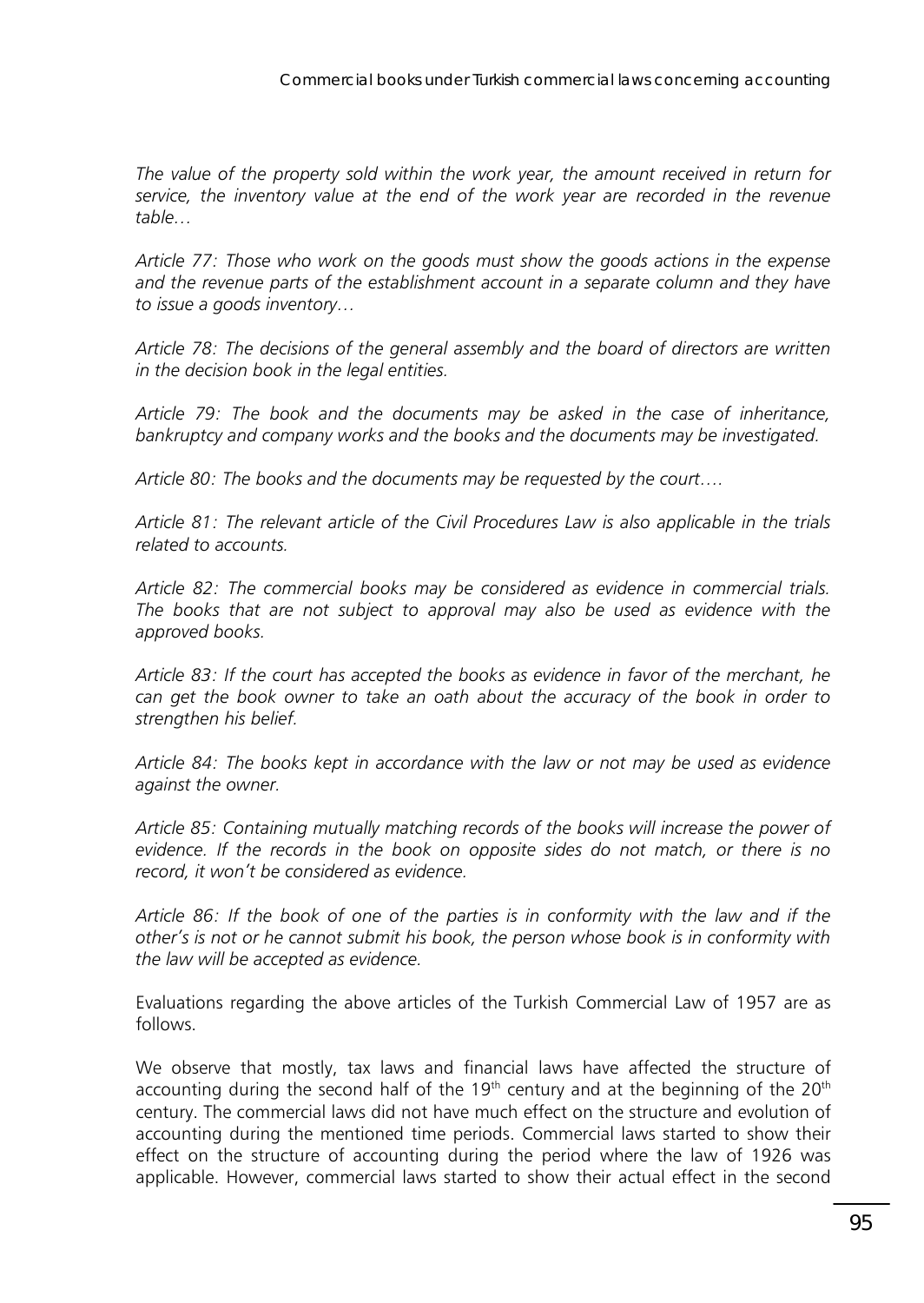*The value of the property sold within the work year, the amount received in return for service, the inventory value at the end of the work year are recorded in the revenue table…*

*Article 77: Those who work on the goods must show the goods actions in the expense and the revenue parts of the establishment account in a separate column and they have to issue a goods inventory…*

*Article 78: The decisions of the general assembly and the board of directors are written in the decision book in the legal entities.*

*Article 79: The book and the documents may be asked in the case of inheritance, bankruptcy and company works and the books and the documents may be investigated.*

*Article 80: The books and the documents may be requested by the court….*

*Article 81: The relevant article of the Civil Procedures Law is also applicable in the trials related to accounts.*

*Article 82: The commercial books may be considered as evidence in commercial trials. The books that are not subject to approval may also be used as evidence with the approved books.*

*Article 83: If the court has accepted the books as evidence in favor of the merchant, he can get the book owner to take an oath about the accuracy of the book in order to strengthen his belief.*

*Article 84: The books kept in accordance with the law or not may be used as evidence against the owner.*

*Article 85: Containing mutually matching records of the books will increase the power of evidence. If the records in the book on opposite sides do not match, or there is no record, it won't be considered as evidence.*

*Article 86: If the book of one of the parties is in conformity with the law and if the other's is not or he cannot submit his book, the person whose book is in conformity with the law will be accepted as evidence.*

Evaluations regarding the above articles of the Turkish Commercial Law of 1957 are as follows.

We observe that mostly, tax laws and financial laws have affected the structure of accounting during the second half of the 19th century and at the beginning of the 20th century. The commercial laws did not have much effect on the structure and evolution of accounting during the mentioned time periods. Commercial laws started to show their effect on the structure of accounting during the period where the law of 1926 was applicable. However, commercial laws started to show their actual effect in the second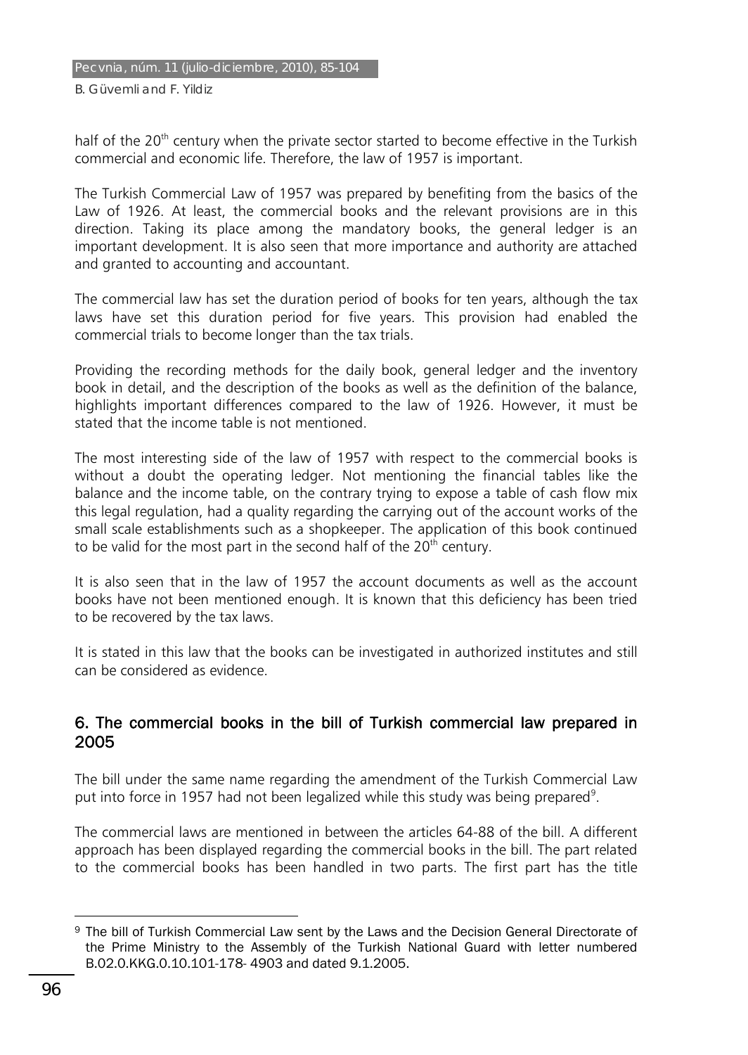half of the 20th century when the private sector started to become effective in the Turkish commercial and economic life. Therefore, the law of 1957 is important.

The Turkish Commercial Law of 1957 was prepared by benefiting from the basics of the Law of 1926. At least, the commercial books and the relevant provisions are in this direction. Taking its place among the mandatory books, the general ledger is an important development. It is also seen that more importance and authority are attached and granted to accounting and accountant.

The commercial law has set the duration period of books for ten years, although the tax laws have set this duration period for five years. This provision had enabled the commercial trials to become longer than the tax trials.

Providing the recording methods for the daily book, general ledger and the inventory book in detail, and the description of the books as well as the definition of the balance, highlights important differences compared to the law of 1926. However, it must be stated that the income table is not mentioned.

The most interesting side of the law of 1957 with respect to the commercial books is without a doubt the operating ledger. Not mentioning the financial tables like the balance and the income table, on the contrary trying to expose a table of cash flow mix this legal regulation, had a quality regarding the carrying out of the account works of the small scale establishments such as a shopkeeper. The application of this book continued to be valid for the most part in the second half of the 20th century.

It is also seen that in the law of 1957 the account documents as well as the account books have not been mentioned enough. It is known that this deficiency has been tried to be recovered by the tax laws.

It is stated in this law that the books can be investigated in authorized institutes and still can be considered as evidence.

## 6. The commercial books in the bill of Turkish commercial law prepared in 2005

The bill under the same name regarding the amendment of the Turkish Commercial Law put into force in 1957 had not been legalized while this study was being prepared[9].

The commercial laws are mentioned in between the articles 64-88 of the bill. A different approach has been displayed regarding the commercial books in the bill. The part related to the commercial books has been handled in two parts. The first part has the title

[9] The bill of Turkish Commercial Law sent by the Laws and the Decision General Directorate of the Prime Ministry to the Assembly of the Turkish National Guard with letter numbered B.02.0.KKG.0.10.101-178- 4903 and dated 9.1.2005.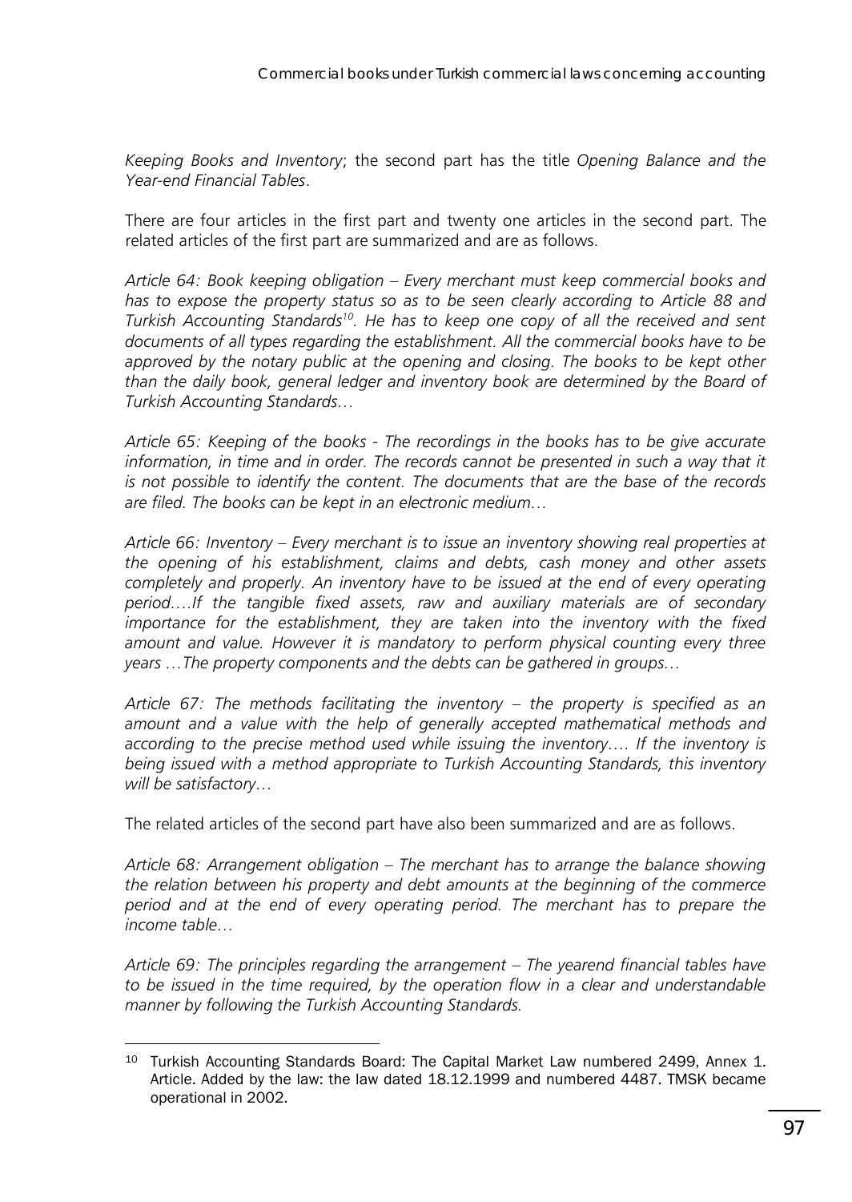*Keeping Books and Inventory*; the second part has the title *Opening Balance and the Year-end Financial Tables*.

There are four articles in the first part and twenty one articles in the second part. The related articles of the first part are summarized and are as follows.

*Article 64: Book keeping obligation – Every merchant must keep commercial books and has to expose the property status so as to be seen clearly according to Article 88 and Turkish Accounting Standards*[10]*. He has to keep one copy of all the received and sent documents of all types regarding the establishment. All the commercial books have to be approved by the notary public at the opening and closing. The books to be kept other than the daily book, general ledger and inventory book are determined by the Board of Turkish Accounting Standards…*

*Article 65: Keeping of the books - The recordings in the books has to be give accurate information, in time and in order. The records cannot be presented in such a way that it is not possible to identify the content. The documents that are the base of the records are filed. The books can be kept in an electronic medium…*

*Article 66: Inventory – Every merchant is to issue an inventory showing real properties at the opening of his establishment, claims and debts, cash money and other assets completely and properly. An inventory have to be issued at the end of every operating period….If the tangible fixed assets, raw and auxiliary materials are of secondary importance for the establishment, they are taken into the inventory with the fixed amount and value. However it is mandatory to perform physical counting every three years …The property components and the debts can be gathered in groups…*

*Article 67: The methods facilitating the inventory – the property is specified as an amount and a value with the help of generally accepted mathematical methods and according to the precise method used while issuing the inventory…. If the inventory is being issued with a method appropriate to Turkish Accounting Standards, this inventory will be satisfactory…*

The related articles of the second part have also been summarized and are as follows.

*Article 68: Arrangement obligation – The merchant has to arrange the balance showing the relation between his property and debt amounts at the beginning of the commerce period and at the end of every operating period. The merchant has to prepare the income table…*

*Article 69: The principles regarding the arrangement – The yearend financial tables have to be issued in the time required, by the operation flow in a clear and understandable manner by following the Turkish Accounting Standards.*

---

[10] Turkish Accounting Standards Board: The Capital Market Law numbered 2499, Annex 1. Article. Added by the law: the law dated 18.12.1999 and numbered 4487. TMSK became operational in 2002.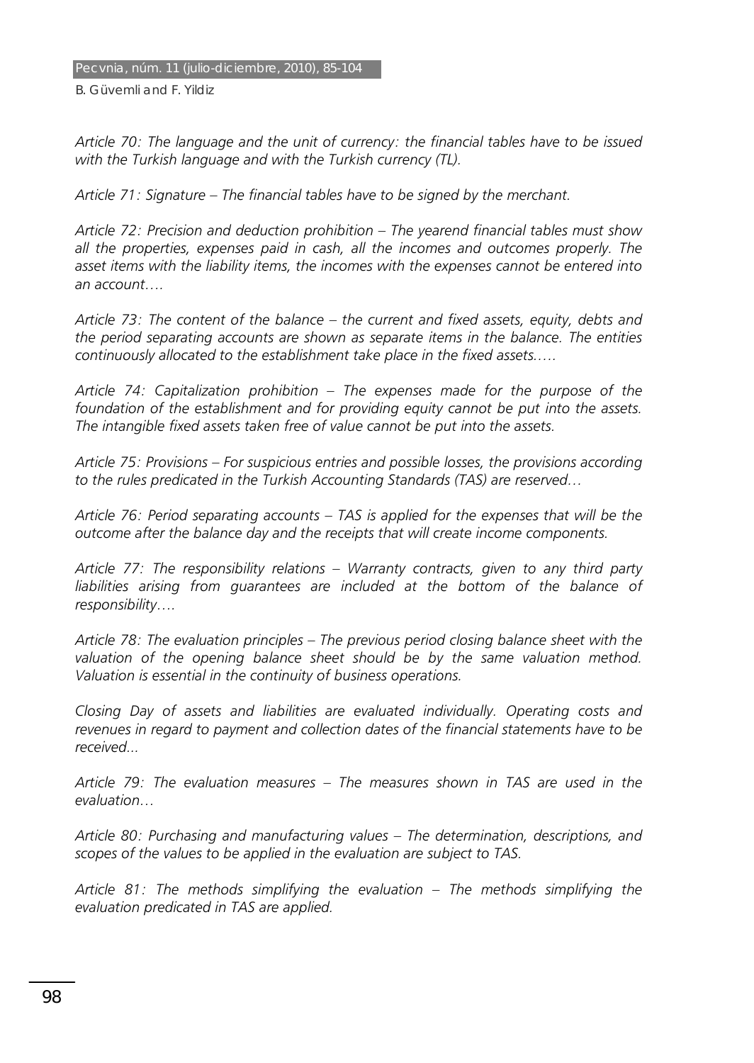*Article 70: The language and the unit of currency: the financial tables have to be issued with the Turkish language and with the Turkish currency (TL).*

*Article 71: Signature – The financial tables have to be signed by the merchant.*

*Article 72: Precision and deduction prohibition – The yearend financial tables must show all the properties, expenses paid in cash, all the incomes and outcomes properly. The asset items with the liability items, the incomes with the expenses cannot be entered into an account….*

*Article 73: The content of the balance – the current and fixed assets, equity, debts and the period separating accounts are shown as separate items in the balance. The entities continuously allocated to the establishment take place in the fixed assets.….*

*Article 74: Capitalization prohibition – The expenses made for the purpose of the foundation of the establishment and for providing equity cannot be put into the assets. The intangible fixed assets taken free of value cannot be put into the assets.*

*Article 75: Provisions – For suspicious entries and possible losses, the provisions according to the rules predicated in the Turkish Accounting Standards (TAS) are reserved…*

*Article 76: Period separating accounts – TAS is applied for the expenses that will be the outcome after the balance day and the receipts that will create income components.*

*Article 77: The responsibility relations – Warranty contracts, given to any third party liabilities arising from guarantees are included at the bottom of the balance of responsibility….*

*Article 78: The evaluation principles – The previous period closing balance sheet with the valuation of the opening balance sheet should be by the same valuation method. Valuation is essential in the continuity of business operations.*

*Closing Day of assets and liabilities are evaluated individually. Operating costs and revenues in regard to payment and collection dates of the financial statements have to be received...*

*Article 79: The evaluation measures – The measures shown in TAS are used in the evaluation…*

*Article 80: Purchasing and manufacturing values – The determination, descriptions, and scopes of the values to be applied in the evaluation are subject to TAS.*

*Article 81: The methods simplifying the evaluation – The methods simplifying the evaluation predicated in TAS are applied.*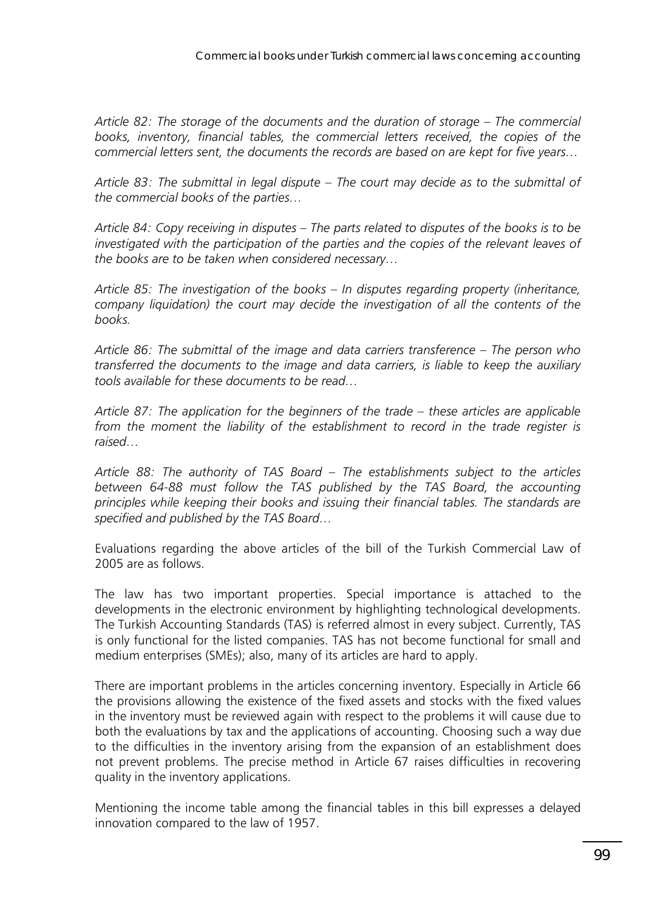*Article 82: The storage of the documents and the duration of storage – The commercial books, inventory, financial tables, the commercial letters received, the copies of the commercial letters sent, the documents the records are based on are kept for five years…*

*Article 83: The submittal in legal dispute – The court may decide as to the submittal of the commercial books of the parties…*

*Article 84: Copy receiving in disputes – The parts related to disputes of the books is to be investigated with the participation of the parties and the copies of the relevant leaves of the books are to be taken when considered necessary…*

*Article 85: The investigation of the books – In disputes regarding property (inheritance, company liquidation) the court may decide the investigation of all the contents of the books.*

*Article 86: The submittal of the image and data carriers transference – The person who transferred the documents to the image and data carriers, is liable to keep the auxiliary tools available for these documents to be read…*

*Article 87: The application for the beginners of the trade – these articles are applicable from the moment the liability of the establishment to record in the trade register is raised…*

*Article 88: The authority of TAS Board – The establishments subject to the articles between 64-88 must follow the TAS published by the TAS Board, the accounting principles while keeping their books and issuing their financial tables. The standards are specified and published by the TAS Board…*

Evaluations regarding the above articles of the bill of the Turkish Commercial Law of 2005 are as follows.

The law has two important properties. Special importance is attached to the developments in the electronic environment by highlighting technological developments. The Turkish Accounting Standards (TAS) is referred almost in every subject. Currently, TAS is only functional for the listed companies. TAS has not become functional for small and medium enterprises (SMEs); also, many of its articles are hard to apply.

There are important problems in the articles concerning inventory. Especially in Article 66 the provisions allowing the existence of the fixed assets and stocks with the fixed values in the inventory must be reviewed again with respect to the problems it will cause due to both the evaluations by tax and the applications of accounting. Choosing such a way due to the difficulties in the inventory arising from the expansion of an establishment does not prevent problems. The precise method in Article 67 raises difficulties in recovering quality in the inventory applications.

Mentioning the income table among the financial tables in this bill expresses a delayed innovation compared to the law of 1957.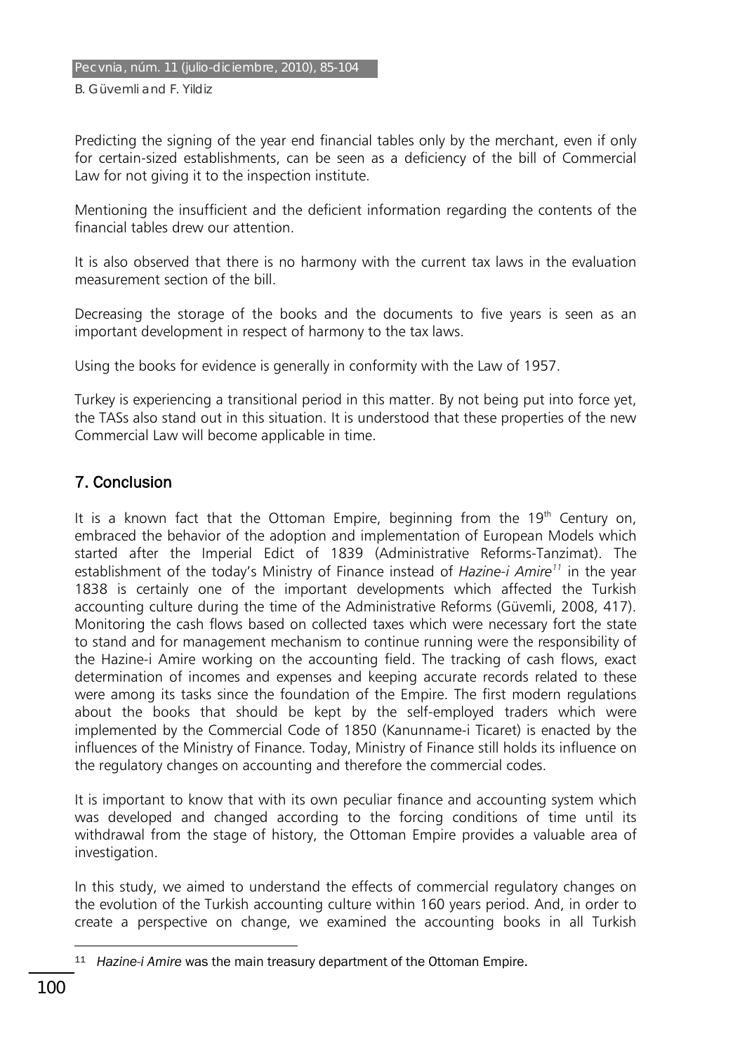Predicting the signing of the year end financial tables only by the merchant, even if only for certain-sized establishments, can be seen as a deficiency of the bill of Commercial Law for not giving it to the inspection institute.

Mentioning the insufficient and the deficient information regarding the contents of the financial tables drew our attention.

It is also observed that there is no harmony with the current tax laws in the evaluation measurement section of the bill.

Decreasing the storage of the books and the documents to five years is seen as an important development in respect of harmony to the tax laws.

Using the books for evidence is generally in conformity with the Law of 1957.

Turkey is experiencing a transitional period in this matter. By not being put into force yet, the TASs also stand out in this situation. It is understood that these properties of the new Commercial Law will become applicable in time.

## 7. Conclusion

It is a known fact that the Ottoman Empire, beginning from the 19th Century on, embraced the behavior of the adoption and implementation of European Models which started after the Imperial Edict of 1839 (Administrative Reforms-Tanzimat). The establishment of the today's Ministry of Finance instead of *Hazine-i Amire*[11] in the year 1838 is certainly one of the important developments which affected the Turkish accounting culture during the time of the Administrative Reforms (Güvemli, 2008, 417). Monitoring the cash flows based on collected taxes which were necessary fort the state to stand and for management mechanism to continue running were the responsibility of the Hazine-i Amire working on the accounting field. The tracking of cash flows, exact determination of incomes and expenses and keeping accurate records related to these were among its tasks since the foundation of the Empire. The first modern regulations about the books that should be kept by the self-employed traders which were implemented by the Commercial Code of 1850 (Kanunname-i Ticaret) is enacted by the influences of the Ministry of Finance. Today, Ministry of Finance still holds its influence on the regulatory changes on accounting and therefore the commercial codes.

It is important to know that with its own peculiar finance and accounting system which was developed and changed according to the forcing conditions of time until its withdrawal from the stage of history, the Ottoman Empire provides a valuable area of investigation.

In this study, we aimed to understand the effects of commercial regulatory changes on the evolution of the Turkish accounting culture within 160 years period. And, in order to create a perspective on change, we examined the accounting books in all Turkish

[11] *Hazine-i Amire* was the main treasury department of the Ottoman Empire.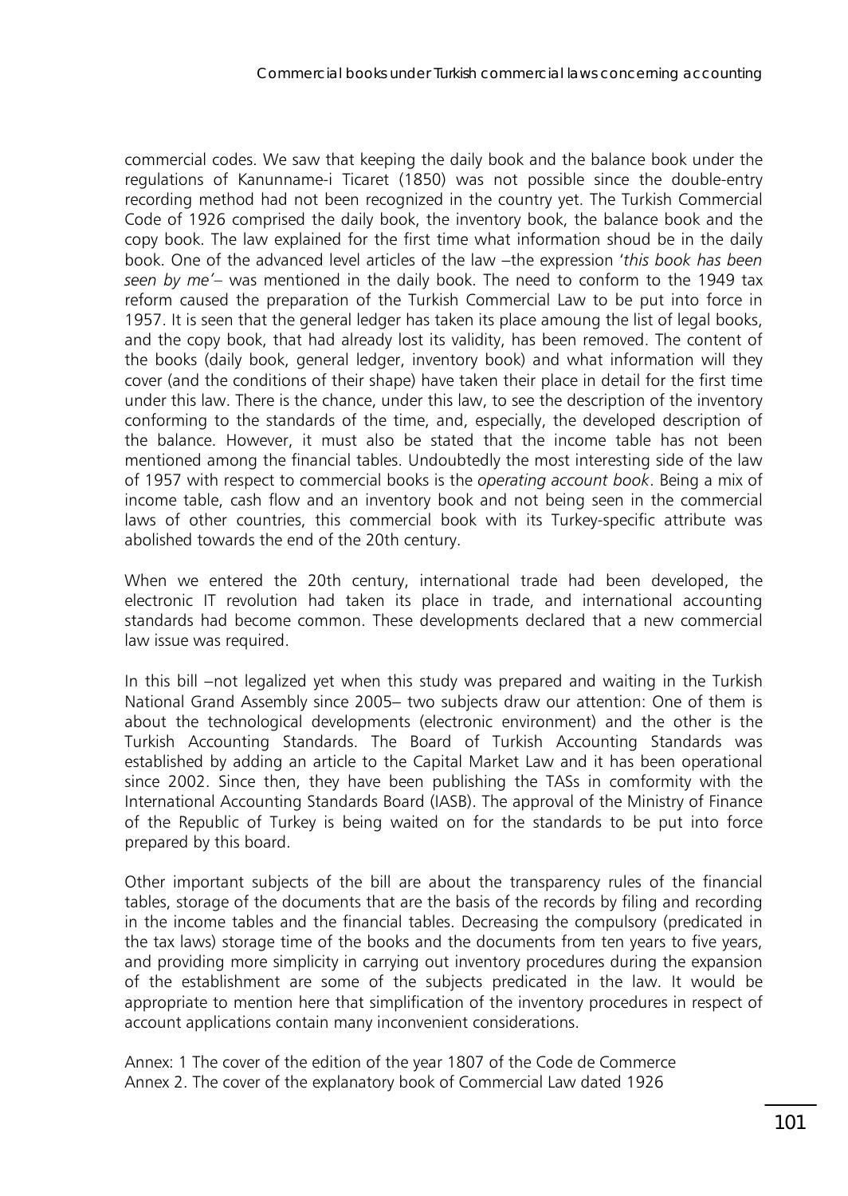commercial codes. We saw that keeping the daily book and the balance book under the regulations of Kanunname-i Ticaret (1850) was not possible since the double-entry recording method had not been recognized in the country yet. The Turkish Commercial Code of 1926 comprised the daily book, the inventory book, the balance book and the copy book. The law explained for the first time what information shoud be in the daily book. One of the advanced level articles of the law –the expression '*this book has been seen by me'*– was mentioned in the daily book. The need to conform to the 1949 tax reform caused the preparation of the Turkish Commercial Law to be put into force in 1957. It is seen that the general ledger has taken its place amoung the list of legal books, and the copy book, that had already lost its validity, has been removed. The content of the books (daily book, general ledger, inventory book) and what information will they cover (and the conditions of their shape) have taken their place in detail for the first time under this law. There is the chance, under this law, to see the description of the inventory conforming to the standards of the time, and, especially, the developed description of the balance. However, it must also be stated that the income table has not been mentioned among the financial tables. Undoubtedly the most interesting side of the law of 1957 with respect to commercial books is the *operating account book*. Being a mix of income table, cash flow and an inventory book and not being seen in the commercial laws of other countries, this commercial book with its Turkey-specific attribute was abolished towards the end of the 20th century.

When we entered the 20th century, international trade had been developed, the electronic IT revolution had taken its place in trade, and international accounting standards had become common. These developments declared that a new commercial law issue was required.

In this bill –not legalized yet when this study was prepared and waiting in the Turkish National Grand Assembly since 2005– two subjects draw our attention: One of them is about the technological developments (electronic environment) and the other is the Turkish Accounting Standards. The Board of Turkish Accounting Standards was established by adding an article to the Capital Market Law and it has been operational since 2002. Since then, they have been publishing the TASs in comformity with the International Accounting Standards Board (IASB). The approval of the Ministry of Finance of the Republic of Turkey is being waited on for the standards to be put into force prepared by this board.

Other important subjects of the bill are about the transparency rules of the financial tables, storage of the documents that are the basis of the records by filing and recording in the income tables and the financial tables. Decreasing the compulsory (predicated in the tax laws) storage time of the books and the documents from ten years to five years, and providing more simplicity in carrying out inventory procedures during the expansion of the establishment are some of the subjects predicated in the law. It would be appropriate to mention here that simplification of the inventory procedures in respect of account applications contain many inconvenient considerations.

Annex: 1 The cover of the edition of the year 1807 of the Code de Commerce
Annex 2. The cover of the explanatory book of Commercial Law dated 1926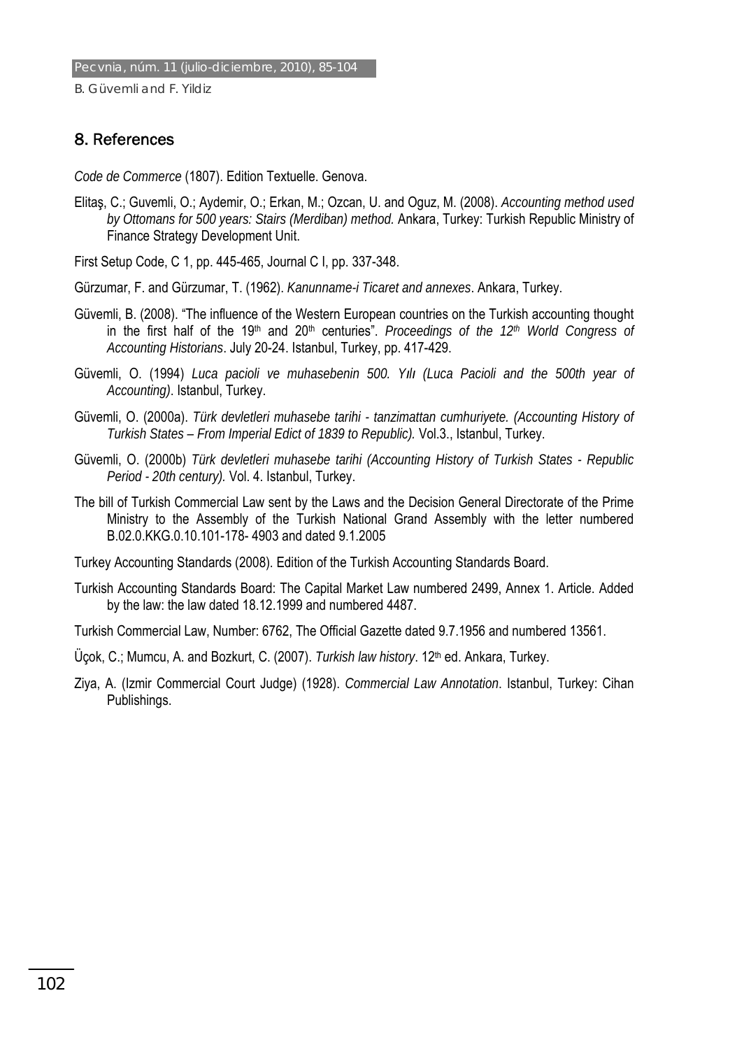## 8. References

*Code de Commerce* (1807). Edition Textuelle. Genova.

Elitaş, C.; Guvemli, O.; Aydemir, O.; Erkan, M.; Ozcan, U. and Oguz, M. (2008). *Accounting method used by Ottomans for 500 years: Stairs (Merdiban) method.* Ankara, Turkey: Turkish Republic Ministry of Finance Strategy Development Unit.

First Setup Code, C 1, pp. 445-465, Journal C I, pp. 337-348.

Gürzumar, F. and Gürzumar, T. (1962). *Kanunname-i Ticaret and annexes*. Ankara, Turkey.

Güvemli, B. (2008). "The influence of the Western European countries on the Turkish accounting thought in the first half of the 19th and 20th centuries". *Proceedings of the 12th World Congress of Accounting Historians*. July 20-24. Istanbul, Turkey, pp. 417-429.

Güvemli, O. (1994) *Luca pacioli ve muhasebenin 500. Yılı (Luca Pacioli and the 500th year of Accounting)*. Istanbul, Turkey.

Güvemli, O. (2000a). *Türk devletleri muhasebe tarihi - tanzimattan cumhuriyete. (Accounting History of Turkish States – From Imperial Edict of 1839 to Republic).* Vol.3., Istanbul, Turkey.

Güvemli, O. (2000b) *Türk devletleri muhasebe tarihi (Accounting History of Turkish States - Republic Period - 20th century).* Vol. 4. Istanbul, Turkey.

The bill of Turkish Commercial Law sent by the Laws and the Decision General Directorate of the Prime Ministry to the Assembly of the Turkish National Grand Assembly with the letter numbered B.02.0.KKG.0.10.101-178- 4903 and dated 9.1.2005

Turkey Accounting Standards (2008). Edition of the Turkish Accounting Standards Board.

Turkish Accounting Standards Board: The Capital Market Law numbered 2499, Annex 1. Article. Added by the law: the law dated 18.12.1999 and numbered 4487.

Turkish Commercial Law, Number: 6762, The Official Gazette dated 9.7.1956 and numbered 13561.

Üçok, C.; Mumcu, A. and Bozkurt, C. (2007). *Turkish law history*. 12th ed. Ankara, Turkey.

Ziya, A. (Izmir Commercial Court Judge) (1928). *Commercial Law Annotation*. Istanbul, Turkey: Cihan Publishings.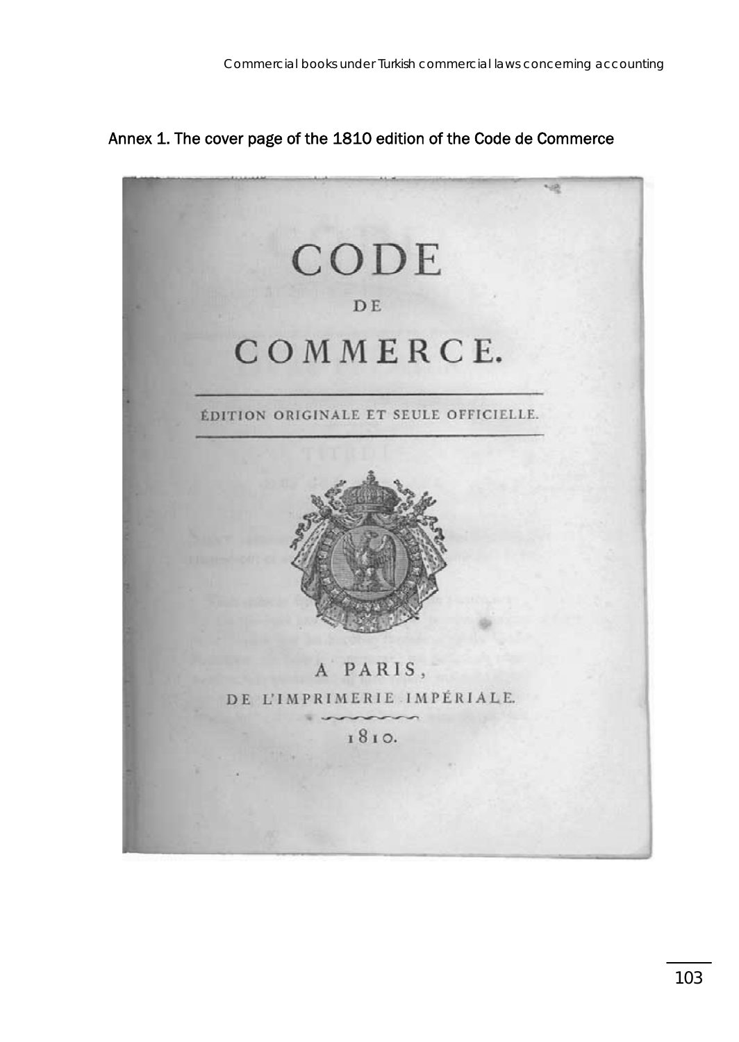Annex 1. The cover page of the 1810 edition of the Code de Commerce

CODE
DE
COMMERCE.

ÉDITION ORIGINALE ET SEULE OFFICIELLE.

A PARIS,
DE L'IMPRIMERIE IMPÉRIALE.
1810.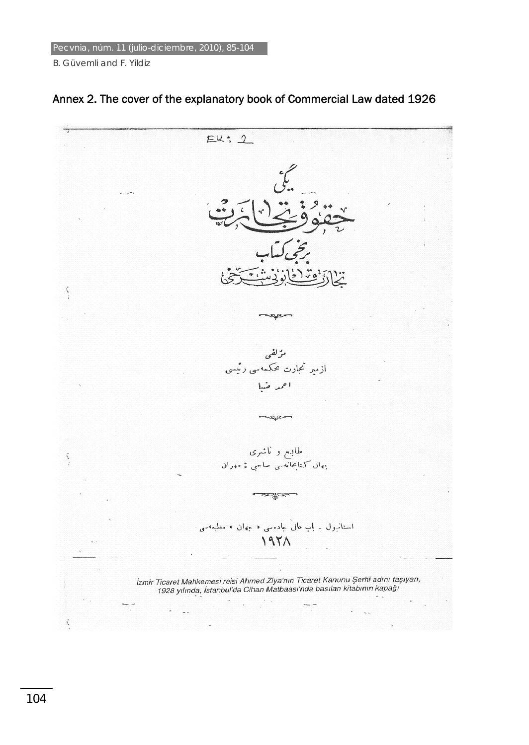## Annex 2. The cover of the explanatory book of Commercial Law dated 1926

EK: 2

یکی

حقوق تجارت

برنجی کتاب

تجارت قانونی شرحی

مؤلفی

ازمیر تجارت محکمه‌سی رئیسی

احمد ضیا

طابع و ناشری

جهان کتابخانه‌سی صاحبی : مهران

استانبول ـ باب عالی جاده‌سی « جهان » مطبعه‌سی

١٩٢٨

*İzmir Ticaret Mahkemesi reisi Ahmed Ziya'nın Ticaret Kanunu Şerhi adını taşıyan, 1928 yılında, İstanbul'da Cihan Matbaası'nda basılan kitabının kapağı*